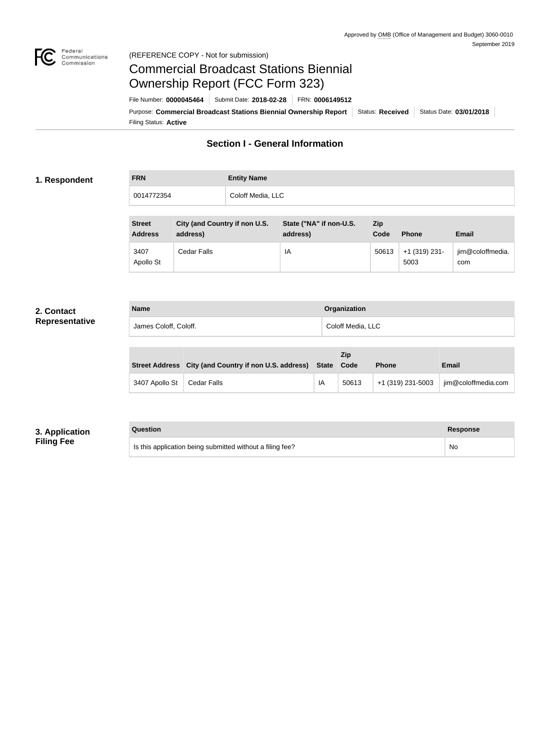Approved by OMB (Office of Management and Budget) 3060-0010
September 2019

(REFERENCE COPY - Not for submission)

# Commercial Broadcast Stations Biennial Ownership Report (FCC Form 323)

File Number: **0000045464** | Submit Date: **2018-02-28** | FRN: **0006149512**

Purpose: **Commercial Broadcast Stations Biennial Ownership Report** | Status: **Received** | Status Date: **03/01/2018**

Filing Status: **Active**

## Section I - General Information

### 1. Respondent

| FRN | Entity Name |
|---|---|
| 0014772354 | Coloff Media, LLC |

| Street Address | City (and Country if non U.S. address) | State ("NA" if non-U.S. address) | Zip Code | Phone | Email |
|---|---|---|---|---|---|
| 3407 Apollo St | Cedar Falls | IA | 50613 | +1 (319) 231-5003 | jim@coloffmedia.com |

### 2. Contact Representative

| Name | Organization |
|---|---|
| James Coloff, Coloff. | Coloff Media, LLC |

| Street Address | City (and Country if non U.S. address) | State | Zip Code | Phone | Email |
|---|---|---|---|---|---|
| 3407 Apollo St | Cedar Falls | IA | 50613 | +1 (319) 231-5003 | jim@coloffmedia.com |

### 3. Application Filing Fee

| Question | Response |
|---|---|
| Is this application being submitted without a filing fee? | No |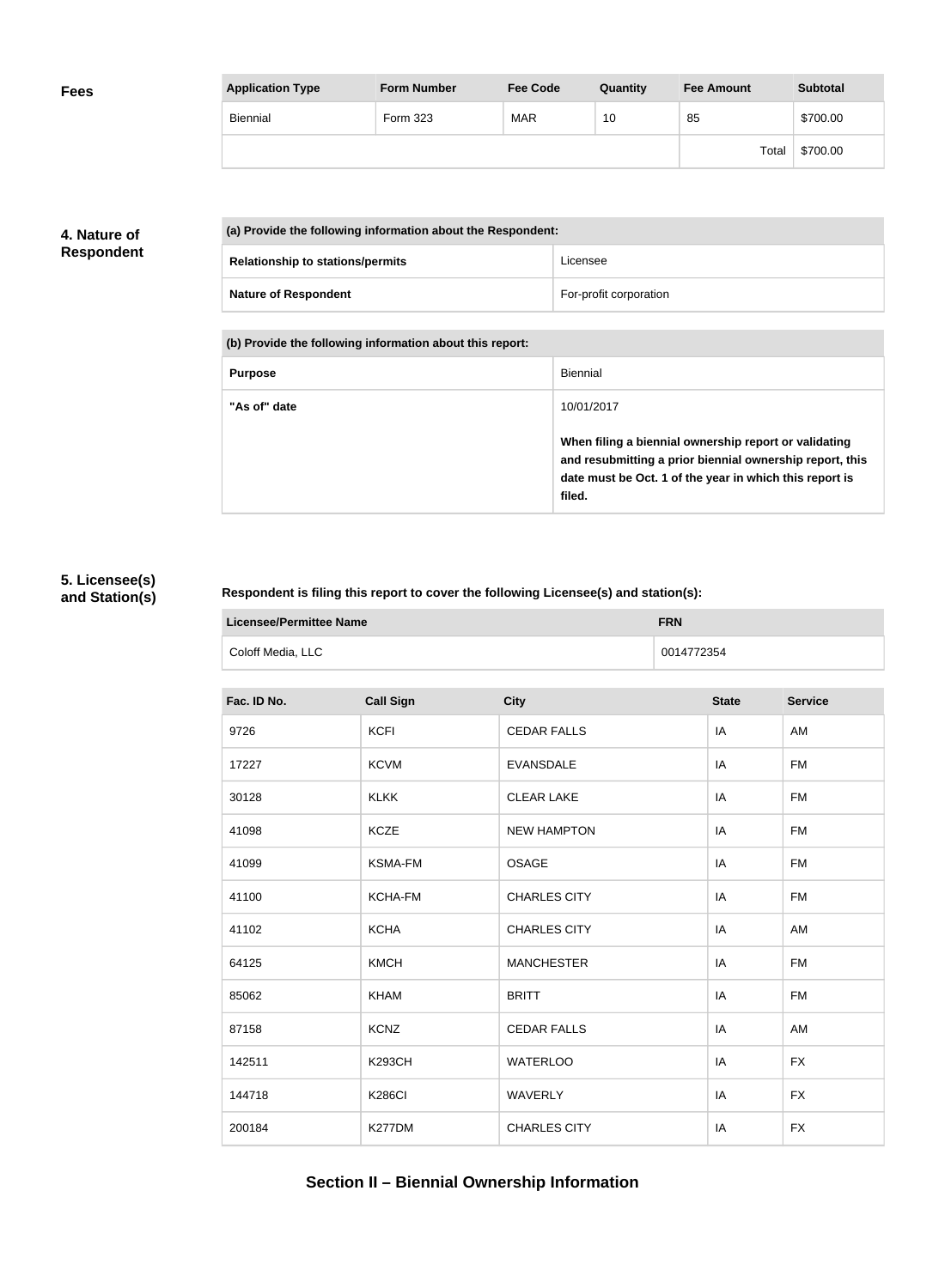## Fees

| Application Type | Form Number | Fee Code | Quantity | Fee Amount | Subtotal |
|---|---|---|---|---|---|
| Biennial | Form 323 | MAR | 10 | 85 | $700.00 |
| | | | | Total | $700.00 |

## 4. Nature of Respondent

| (a) Provide the following information about the Respondent: | |
|---|---|
| **Relationship to stations/permits** | Licensee |
| **Nature of Respondent** | For-profit corporation |

| (b) Provide the following information about this report: | |
|---|---|
| **Purpose** | Biennial |
| **"As of" date** | 10/01/2017<br><br>**When filing a biennial ownership report or validating and resubmitting a prior biennial ownership report, this date must be Oct. 1 of the year in which this report is filed.** |

## 5. Licensee(s) and Station(s)

**Respondent is filing this report to cover the following Licensee(s) and station(s):**

| Licensee/Permittee Name | FRN |
|---|---|
| Coloff Media, LLC | 0014772354 |

| Fac. ID No. | Call Sign | City | State | Service |
|---|---|---|---|---|
| 9726 | KCFI | CEDAR FALLS | IA | AM |
| 17227 | KCVM | EVANSDALE | IA | FM |
| 30128 | KLKK | CLEAR LAKE | IA | FM |
| 41098 | KCZE | NEW HAMPTON | IA | FM |
| 41099 | KSMA-FM | OSAGE | IA | FM |
| 41100 | KCHA-FM | CHARLES CITY | IA | FM |
| 41102 | KCHA | CHARLES CITY | IA | AM |
| 64125 | KMCH | MANCHESTER | IA | FM |
| 85062 | KHAM | BRITT | IA | FM |
| 87158 | KCNZ | CEDAR FALLS | IA | AM |
| 142511 | K293CH | WATERLOO | IA | FX |
| 144718 | K286CI | WAVERLY | IA | FX |
| 200184 | K277DM | CHARLES CITY | IA | FX |

## Section II – Biennial Ownership Information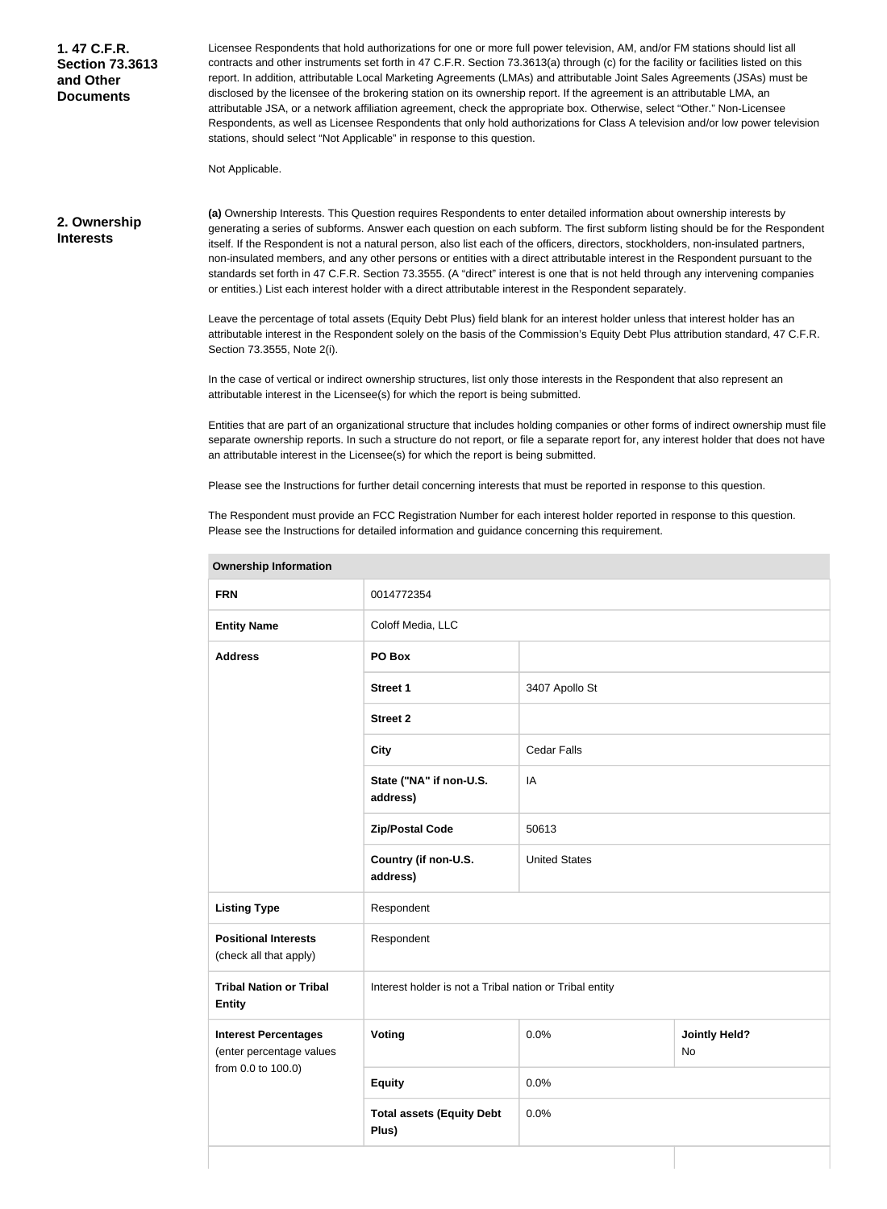## 1. 47 C.F.R. Section 73.3613 and Other Documents

Licensee Respondents that hold authorizations for one or more full power television, AM, and/or FM stations should list all contracts and other instruments set forth in 47 C.F.R. Section 73.3613(a) through (c) for the facility or facilities listed on this report. In addition, attributable Local Marketing Agreements (LMAs) and attributable Joint Sales Agreements (JSAs) must be disclosed by the licensee of the brokering station on its ownership report. If the agreement is an attributable LMA, an attributable JSA, or a network affiliation agreement, check the appropriate box. Otherwise, select "Other." Non-Licensee Respondents, as well as Licensee Respondents that only hold authorizations for Class A television and/or low power television stations, should select "Not Applicable" in response to this question.

Not Applicable.

## 2. Ownership Interests

**(a)** Ownership Interests. This Question requires Respondents to enter detailed information about ownership interests by generating a series of subforms. Answer each question on each subform. The first subform listing should be for the Respondent itself. If the Respondent is not a natural person, also list each of the officers, directors, stockholders, non-insulated partners, non-insulated members, and any other persons or entities with a direct attributable interest in the Respondent pursuant to the standards set forth in 47 C.F.R. Section 73.3555. (A "direct" interest is one that is not held through any intervening companies or entities.) List each interest holder with a direct attributable interest in the Respondent separately.

Leave the percentage of total assets (Equity Debt Plus) field blank for an interest holder unless that interest holder has an attributable interest in the Respondent solely on the basis of the Commission's Equity Debt Plus attribution standard, 47 C.F.R. Section 73.3555, Note 2(i).

In the case of vertical or indirect ownership structures, list only those interests in the Respondent that also represent an attributable interest in the Licensee(s) for which the report is being submitted.

Entities that are part of an organizational structure that includes holding companies or other forms of indirect ownership must file separate ownership reports. In such a structure do not report, or file a separate report for, any interest holder that does not have an attributable interest in the Licensee(s) for which the report is being submitted.

Please see the Instructions for further detail concerning interests that must be reported in response to this question.

The Respondent must provide an FCC Registration Number for each interest holder reported in response to this question. Please see the Instructions for detailed information and guidance concerning this requirement.

| **Ownership Information** | | | |
|---|---|---|---|
| **FRN** | 0014772354 | | |
| **Entity Name** | Coloff Media, LLC | | |
| **Address** | **PO Box** | | |
| | **Street 1** | 3407 Apollo St | |
| | **Street 2** | | |
| | **City** | Cedar Falls | |
| | **State ("NA" if non-U.S. address)** | IA | |
| | **Zip/Postal Code** | 50613 | |
| | **Country (if non-U.S. address)** | United States | |
| **Listing Type** | Respondent | | |
| **Positional Interests** (check all that apply) | Respondent | | |
| **Tribal Nation or Tribal Entity** | Interest holder is not a Tribal nation or Tribal entity | | |
| **Interest Percentages** (enter percentage values from 0.0 to 100.0) | **Voting** | 0.0% | **Jointly Held?** No |
| | **Equity** | 0.0% | |
| | **Total assets (Equity Debt Plus)** | 0.0% | |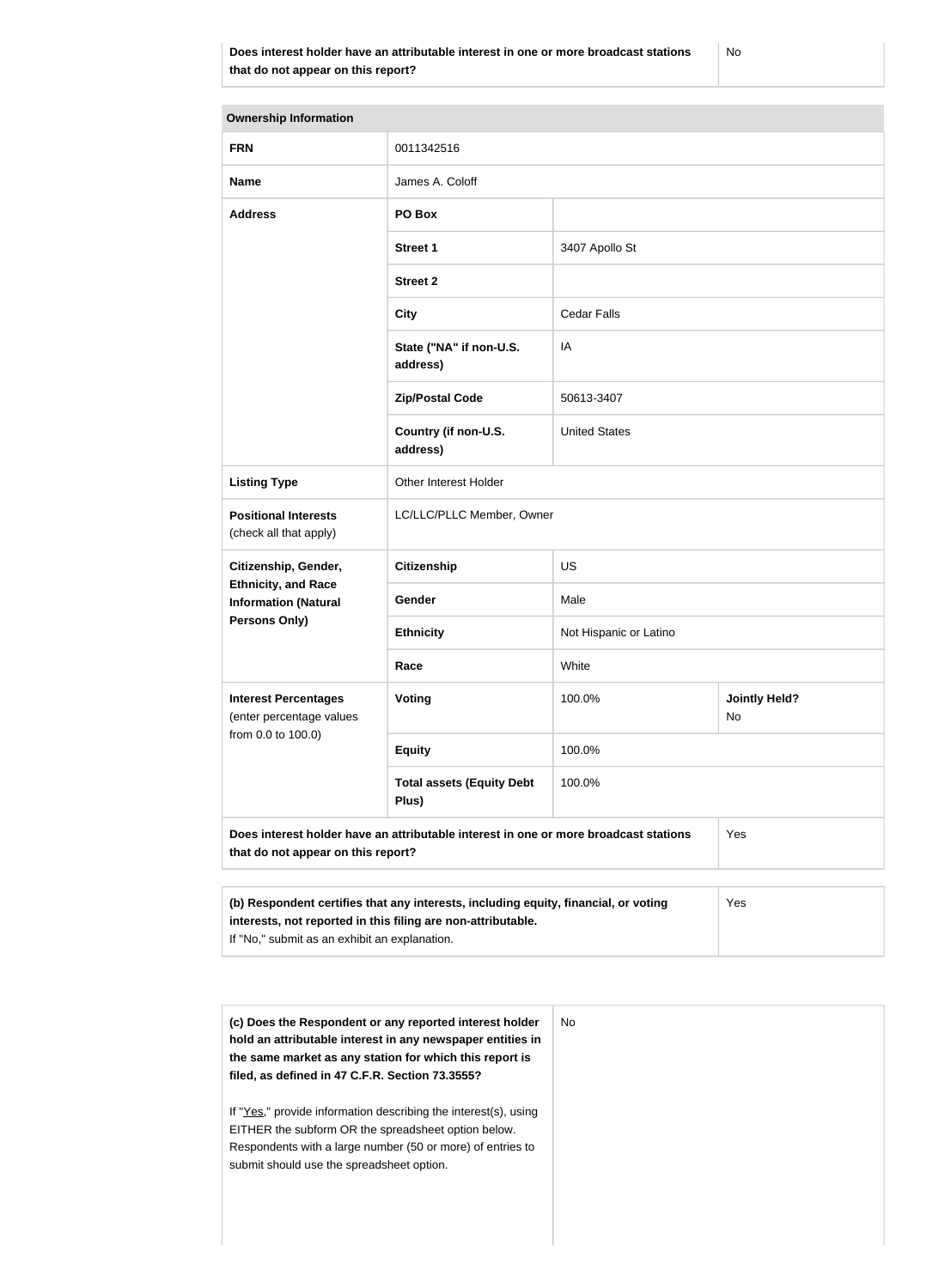| | |
|---|---|
| **Does interest holder have an attributable interest in one or more broadcast stations that do not appear on this report?** | No |

| **Ownership Information** | | | |
|---|---|---|---|
| **FRN** | 0011342516 | | |
| **Name** | James A. Coloff | | |
| **Address** | **PO Box** | | |
| | **Street 1** | 3407 Apollo St | |
| | **Street 2** | | |
| | **City** | Cedar Falls | |
| | **State ("NA" if non-U.S. address)** | IA | |
| | **Zip/Postal Code** | 50613-3407 | |
| | **Country (if non-U.S. address)** | United States | |
| **Listing Type** | Other Interest Holder | | |
| **Positional Interests** (check all that apply) | LC/LLC/PLLC Member, Owner | | |
| **Citizenship, Gender, Ethnicity, and Race Information (Natural Persons Only)** | **Citizenship** | US | |
| | **Gender** | Male | |
| | **Ethnicity** | Not Hispanic or Latino | |
| | **Race** | White | |
| **Interest Percentages** (enter percentage values from 0.0 to 100.0) | **Voting** | 100.0% | **Jointly Held?** No |
| | **Equity** | 100.0% | |
| | **Total assets (Equity Debt Plus)** | 100.0% | |
| **Does interest holder have an attributable interest in one or more broadcast stations that do not appear on this report?** | | | Yes |

| | |
|---|---|
| **(b) Respondent certifies that any interests, including equity, financial, or voting interests, not reported in this filing are non-attributable.** If "No," submit as an exhibit an explanation. | Yes |

| | |
|---|---|
| **(c) Does the Respondent or any reported interest holder hold an attributable interest in any newspaper entities in the same market as any station for which this report is filed, as defined in 47 C.F.R. Section 73.3555?** If "Yes," provide information describing the interest(s), using EITHER the subform OR the spreadsheet option below. Respondents with a large number (50 or more) of entries to submit should use the spreadsheet option. | No |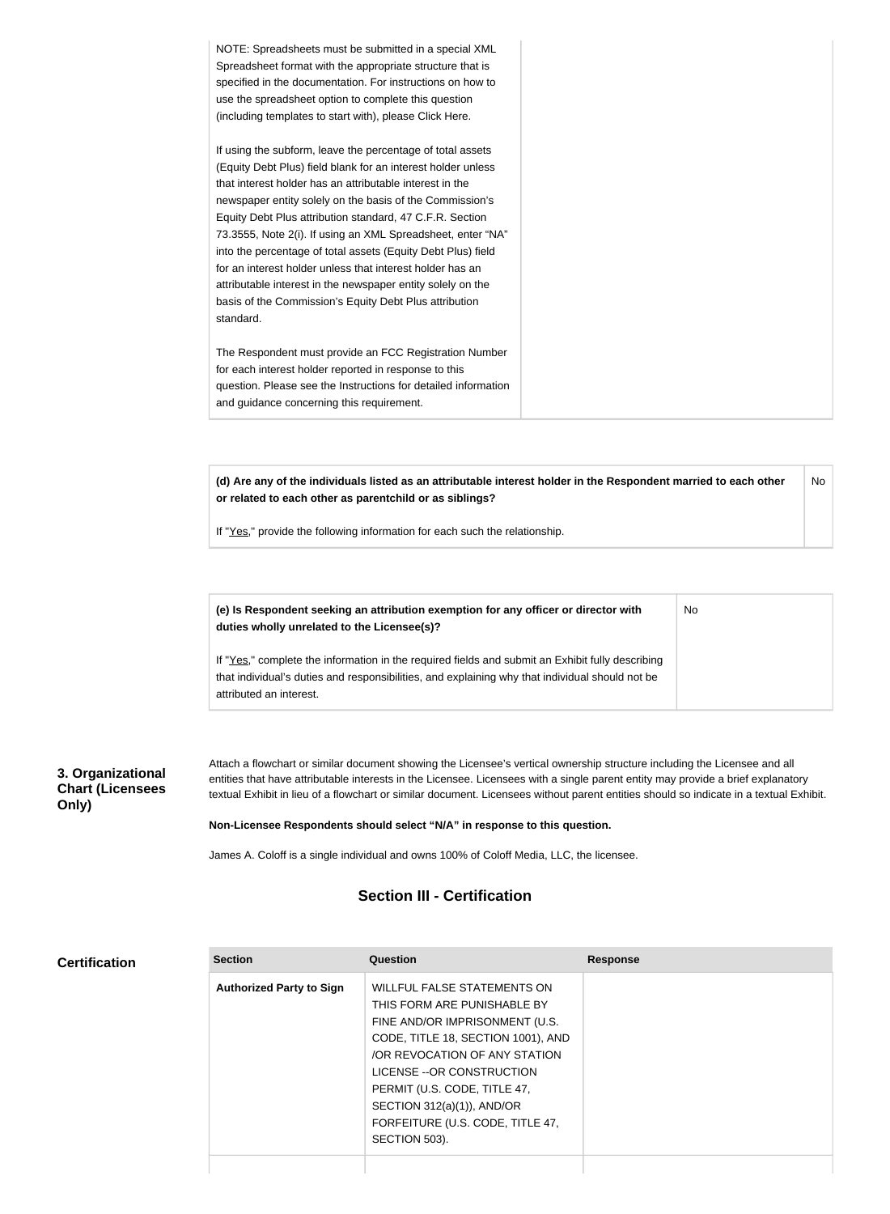| | |
|---|---|
| NOTE: Spreadsheets must be submitted in a special XML Spreadsheet format with the appropriate structure that is specified in the documentation. For instructions on how to use the spreadsheet option to complete this question (including templates to start with), please Click Here.<br><br>If using the subform, leave the percentage of total assets (Equity Debt Plus) field blank for an interest holder unless that interest holder has an attributable interest in the newspaper entity solely on the basis of the Commission's Equity Debt Plus attribution standard, 47 C.F.R. Section 73.3555, Note 2(i). If using an XML Spreadsheet, enter "NA" into the percentage of total assets (Equity Debt Plus) field for an interest holder unless that interest holder has an attributable interest in the newspaper entity solely on the basis of the Commission's Equity Debt Plus attribution standard.<br><br>The Respondent must provide an FCC Registration Number for each interest holder reported in response to this question. Please see the Instructions for detailed information and guidance concerning this requirement. | |

| | |
|---|---|
| **(d) Are any of the individuals listed as an attributable interest holder in the Respondent married to each other or related to each other as parentchild or as siblings?**<br><br>If "Yes," provide the following information for each such the relationship. | No |

| | |
|---|---|
| **(e) Is Respondent seeking an attribution exemption for any officer or director with duties wholly unrelated to the Licensee(s)?**<br><br>If "Yes," complete the information in the required fields and submit an Exhibit fully describing that individual's duties and responsibilities, and explaining why that individual should not be attributed an interest. | No |

### 3. Organizational Chart (Licensees Only)

Attach a flowchart or similar document showing the Licensee's vertical ownership structure including the Licensee and all entities that have attributable interests in the Licensee. Licensees with a single parent entity may provide a brief explanatory textual Exhibit in lieu of a flowchart or similar document. Licensees without parent entities should so indicate in a textual Exhibit.

**Non-Licensee Respondents should select "N/A" in response to this question.**

James A. Coloff is a single individual and owns 100% of Coloff Media, LLC, the licensee.

## Section III - Certification

### Certification

| Section | Question | Response |
|---|---|---|
| **Authorized Party to Sign** | WILLFUL FALSE STATEMENTS ON THIS FORM ARE PUNISHABLE BY FINE AND/OR IMPRISONMENT (U.S. CODE, TITLE 18, SECTION 1001), AND /OR REVOCATION OF ANY STATION LICENSE --OR CONSTRUCTION PERMIT (U.S. CODE, TITLE 47, SECTION 312(a)(1)), AND/OR FORFEITURE (U.S. CODE, TITLE 47, SECTION 503). | |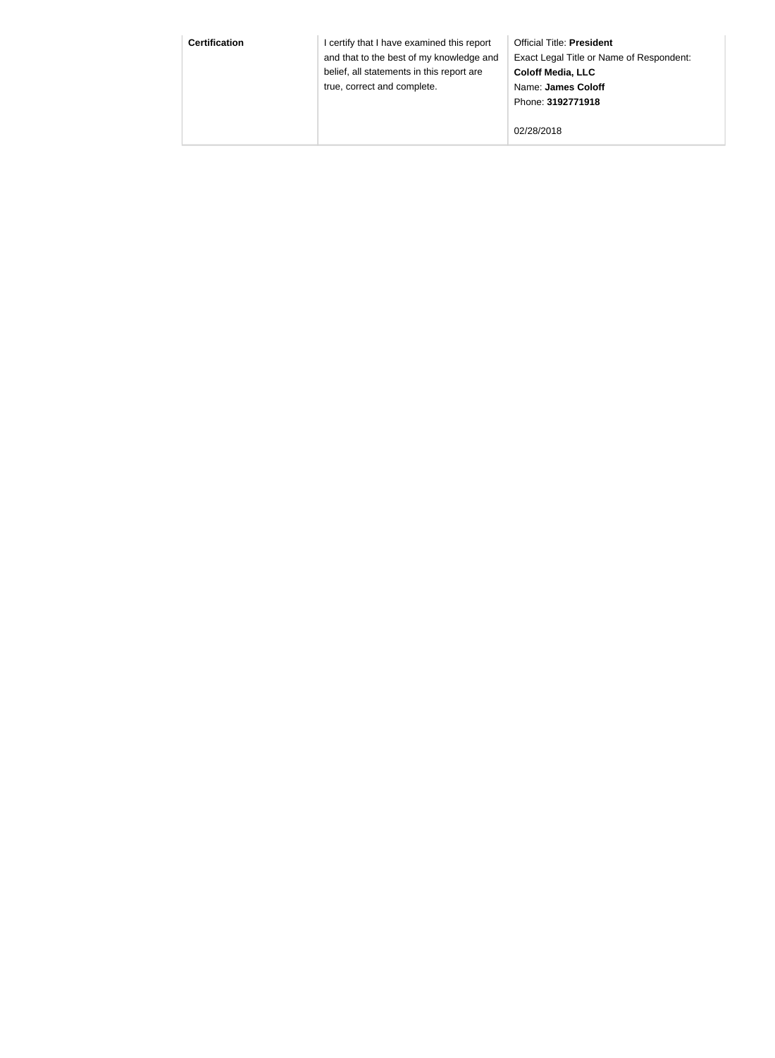| | | |
|---|---|---|
| **Certification** | I certify that I have examined this report and that to the best of my knowledge and belief, all statements in this report are true, correct and complete. | Official Title: **President**<br>Exact Legal Title or Name of Respondent: **Coloff Media, LLC**<br>Name: **James Coloff**<br>Phone: **3192771918**<br><br>02/28/2018 |